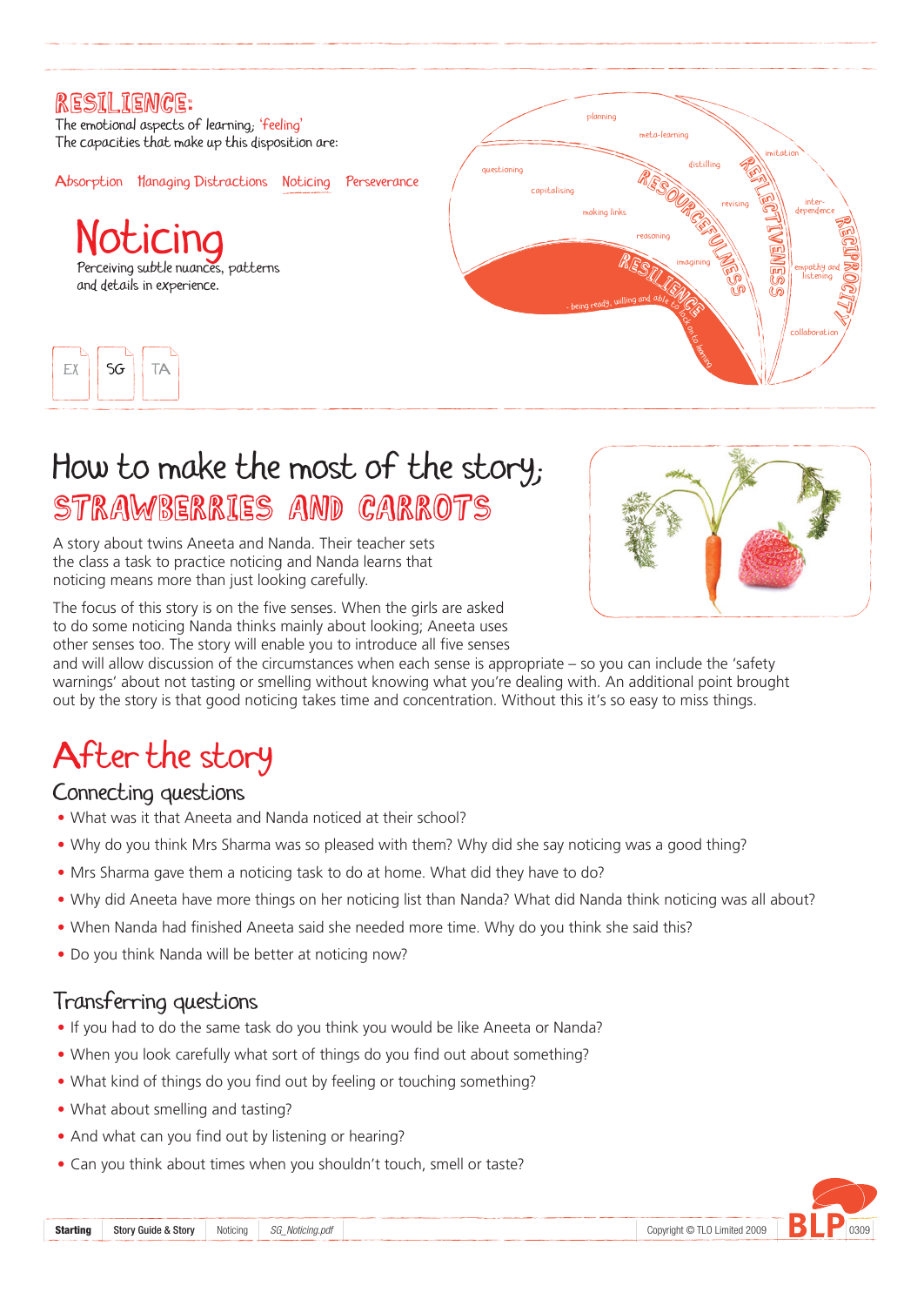# RESILIENCE:

The emotional aspects of learning; 'feeling'
The capacities that make up this disposition are:

Absorption   Managing Distractions   Noticing   Perseverance

## Noticing

Perceiving subtle nuances, patterns and details in experience.

EX   SG   TA

# How to make the most of the story; STRAWBERRIES AND CARROTS

A story about twins Aneeta and Nanda. Their teacher sets the class a task to practice noticing and Nanda learns that noticing means more than just looking carefully.

The focus of this story is on the five senses. When the girls are asked to do some noticing Nanda thinks mainly about looking; Aneeta uses other senses too. The story will enable you to introduce all five senses and will allow discussion of the circumstances when each sense is appropriate – so you can include the 'safety warnings' about not tasting or smelling without knowing what you're dealing with. An additional point brought out by the story is that good noticing takes time and concentration. Without this it's so easy to miss things.

# After the story

## Connecting questions

- What was it that Aneeta and Nanda noticed at their school?
- Why do you think Mrs Sharma was so pleased with them? Why did she say noticing was a good thing?
- Mrs Sharma gave them a noticing task to do at home. What did they have to do?
- Why did Aneeta have more things on her noticing list than Nanda? What did Nanda think noticing was all about?
- When Nanda had finished Aneeta said she needed more time. Why do you think she said this?
- Do you think Nanda will be better at noticing now?

## Transferring questions

- If you had to do the same task do you think you would be like Aneeta or Nanda?
- When you look carefully what sort of things do you find out about something?
- What kind of things do you find out by feeling or touching something?
- What about smelling and tasting?
- And what can you find out by listening or hearing?
- Can you think about times when you shouldn't touch, smell or taste?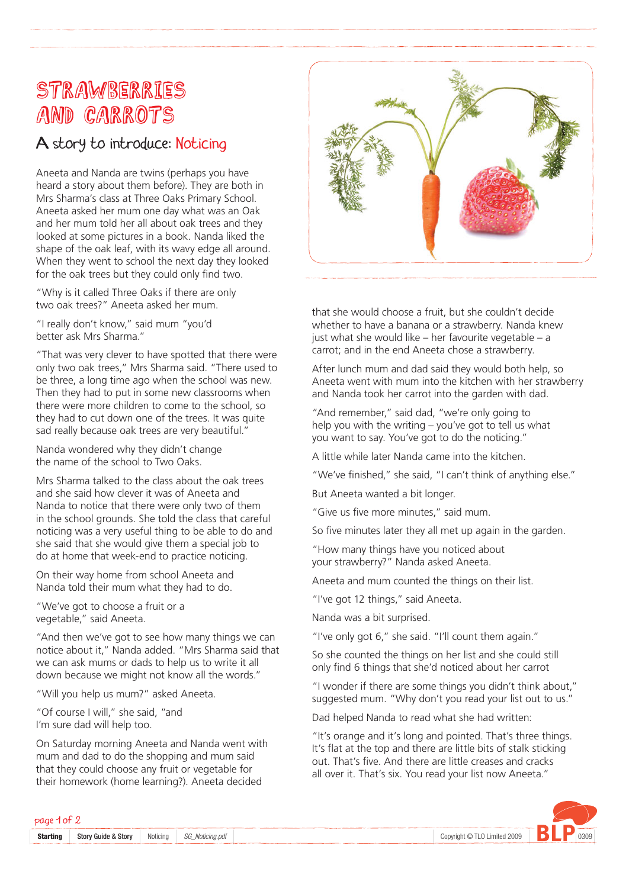# STRAWBERRIES AND CARROTS

## A story to introduce: Noticing

Aneeta and Nanda are twins (perhaps you have heard a story about them before). They are both in Mrs Sharma's class at Three Oaks Primary School. Aneeta asked her mum one day what was an Oak and her mum told her all about oak trees and they looked at some pictures in a book. Nanda liked the shape of the oak leaf, with its wavy edge all around. When they went to school the next day they looked for the oak trees but they could only find two.

"Why is it called Three Oaks if there are only two oak trees?" Aneeta asked her mum.

"I really don't know," said mum "you'd better ask Mrs Sharma."

"That was very clever to have spotted that there were only two oak trees," Mrs Sharma said. "There used to be three, a long time ago when the school was new. Then they had to put in some new classrooms when there were more children to come to the school, so they had to cut down one of the trees. It was quite sad really because oak trees are very beautiful."

Nanda wondered why they didn't change the name of the school to Two Oaks.

Mrs Sharma talked to the class about the oak trees and she said how clever it was of Aneeta and Nanda to notice that there were only two of them in the school grounds. She told the class that careful noticing was a very useful thing to be able to do and she said that she would give them a special job to do at home that week-end to practice noticing.

On their way home from school Aneeta and Nanda told their mum what they had to do.

"We've got to choose a fruit or a vegetable," said Aneeta.

"And then we've got to see how many things we can notice about it," Nanda added. "Mrs Sharma said that we can ask mums or dads to help us to write it all down because we might not know all the words."

"Will you help us mum?" asked Aneeta.

"Of course I will," she said, "and I'm sure dad will help too.

On Saturday morning Aneeta and Nanda went with mum and dad to do the shopping and mum said that they could choose any fruit or vegetable for their homework (home learning?). Aneeta decided that she would choose a fruit, but she couldn't decide whether to have a banana or a strawberry. Nanda knew just what she would like – her favourite vegetable – a carrot; and in the end Aneeta chose a strawberry.

After lunch mum and dad said they would both help, so Aneeta went with mum into the kitchen with her strawberry and Nanda took her carrot into the garden with dad.

"And remember," said dad, "we're only going to help you with the writing – you've got to tell us what you want to say. You've got to do the noticing."

A little while later Nanda came into the kitchen.

"We've finished," she said, "I can't think of anything else."

But Aneeta wanted a bit longer.

"Give us five more minutes," said mum.

So five minutes later they all met up again in the garden.

"How many things have you noticed about your strawberry?" Nanda asked Aneeta.

Aneeta and mum counted the things on their list.

"I've got 12 things," said Aneeta.

Nanda was a bit surprised.

"I've only got 6," she said. "I'll count them again."

So she counted the things on her list and she could still only find 6 things that she'd noticed about her carrot

"I wonder if there are some things you didn't think about," suggested mum. "Why don't you read your list out to us."

Dad helped Nanda to read what she had written:

"It's orange and it's long and pointed. That's three things. It's flat at the top and there are little bits of stalk sticking out. That's five. And there are little creases and cracks all over it. That's six. You read your list now Aneeta."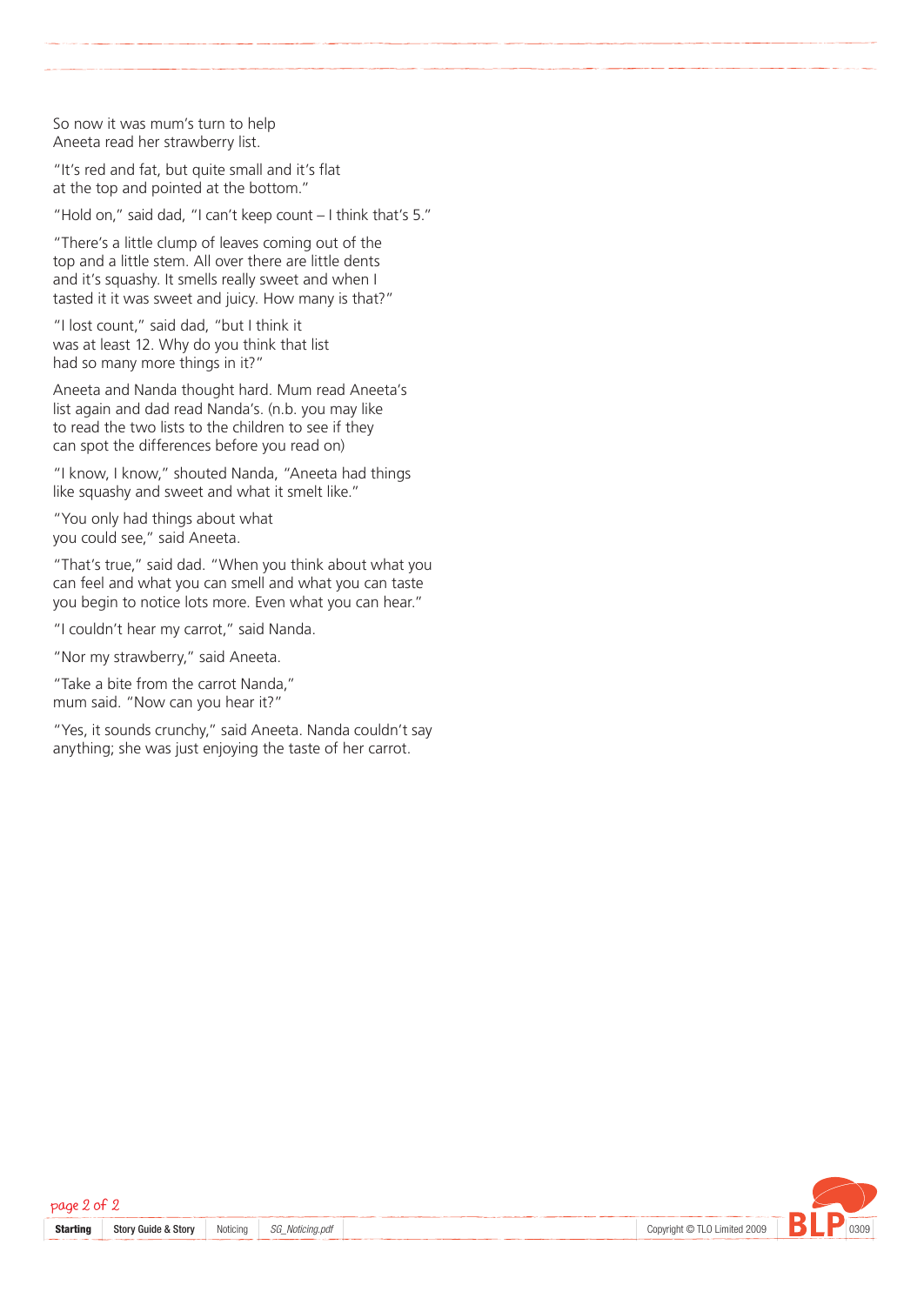So now it was mum's turn to help Aneeta read her strawberry list.

"It's red and fat, but quite small and it's flat at the top and pointed at the bottom."

"Hold on," said dad, "I can't keep count – I think that's 5."

"There's a little clump of leaves coming out of the top and a little stem. All over there are little dents and it's squashy. It smells really sweet and when I tasted it it was sweet and juicy. How many is that?"

"I lost count," said dad, "but I think it was at least 12. Why do you think that list had so many more things in it?"

Aneeta and Nanda thought hard. Mum read Aneeta's list again and dad read Nanda's. (n.b. you may like to read the two lists to the children to see if they can spot the differences before you read on)

"I know, I know," shouted Nanda, "Aneeta had things like squashy and sweet and what it smelt like."

"You only had things about what you could see," said Aneeta.

"That's true," said dad. "When you think about what you can feel and what you can smell and what you can taste you begin to notice lots more. Even what you can hear."

"I couldn't hear my carrot," said Nanda.

"Nor my strawberry," said Aneeta.

"Take a bite from the carrot Nanda," mum said. "Now can you hear it?"

"Yes, it sounds crunchy," said Aneeta. Nanda couldn't say anything; she was just enjoying the taste of her carrot.